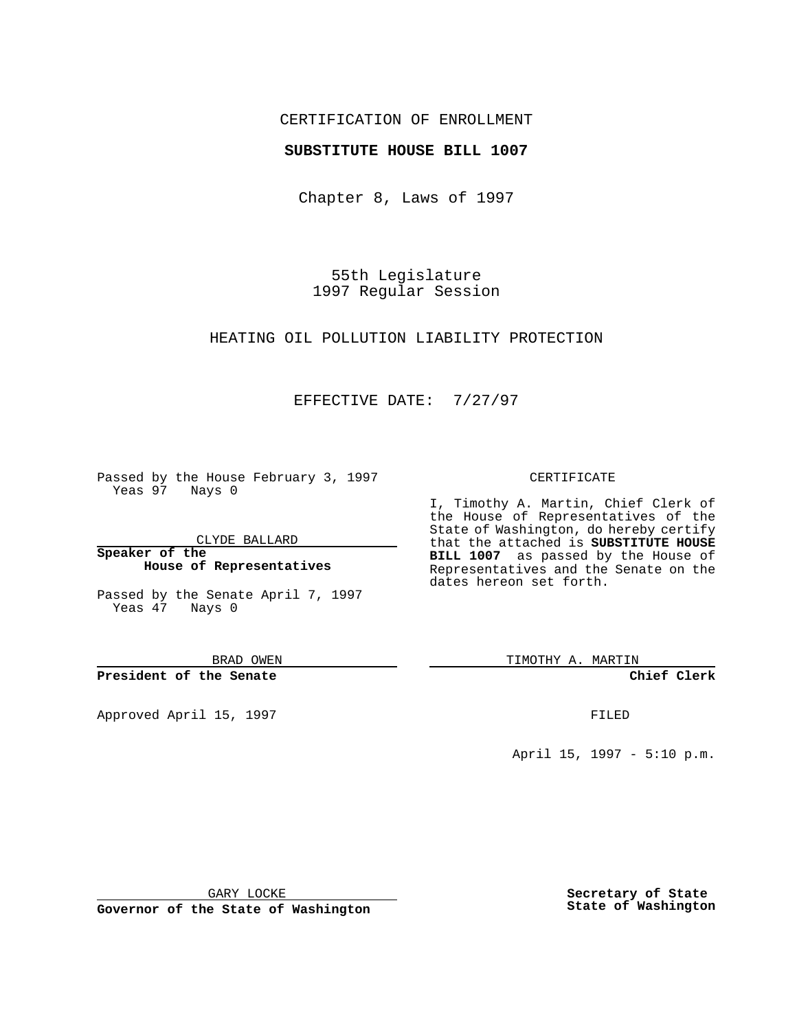CERTIFICATION OF ENROLLMENT

**SUBSTITUTE HOUSE BILL 1007**

Chapter 8, Laws of 1997

55th Legislature
1997 Regular Session

HEATING OIL POLLUTION LIABILITY PROTECTION

EFFECTIVE DATE: 7/27/97

Passed by the House February 3, 1997
Yeas 97 Nays 0

CLYDE BALLARD

**Speaker of the House of Representatives**

Passed by the Senate April 7, 1997
Yeas 47 Nays 0

BRAD OWEN

**President of the Senate**

Approved April 15, 1997

GARY LOCKE

**Governor of the State of Washington**

CERTIFICATE

I, Timothy A. Martin, Chief Clerk of the House of Representatives of the State of Washington, do hereby certify that the attached is **SUBSTITUTE HOUSE BILL 1007** as passed by the House of Representatives and the Senate on the dates hereon set forth.

TIMOTHY A. MARTIN

**Chief Clerk**

FILED

April 15, 1997 - 5:10 p.m.

**Secretary of State**
**State of Washington**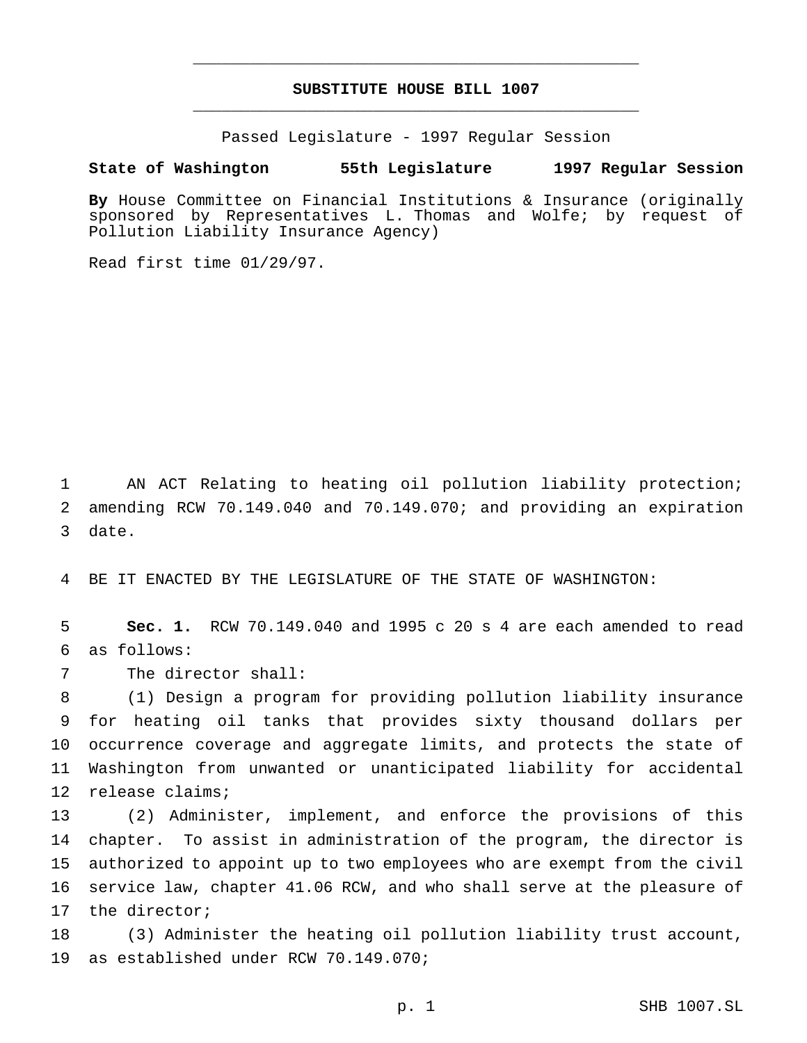# SUBSTITUTE HOUSE BILL 1007

Passed Legislature - 1997 Regular Session

**State of Washington 55th Legislature 1997 Regular Session**

**By** House Committee on Financial Institutions & Insurance (originally sponsored by Representatives L. Thomas and Wolfe; by request of Pollution Liability Insurance Agency)

Read first time 01/29/97.

AN ACT Relating to heating oil pollution liability protection; amending RCW 70.149.040 and 70.149.070; and providing an expiration date.

BE IT ENACTED BY THE LEGISLATURE OF THE STATE OF WASHINGTON:

**Sec. 1.** RCW 70.149.040 and 1995 c 20 s 4 are each amended to read as follows:

The director shall:

(1) Design a program for providing pollution liability insurance for heating oil tanks that provides sixty thousand dollars per occurrence coverage and aggregate limits, and protects the state of Washington from unwanted or unanticipated liability for accidental release claims;

(2) Administer, implement, and enforce the provisions of this chapter. To assist in administration of the program, the director is authorized to appoint up to two employees who are exempt from the civil service law, chapter 41.06 RCW, and who shall serve at the pleasure of the director;

(3) Administer the heating oil pollution liability trust account, as established under RCW 70.149.070;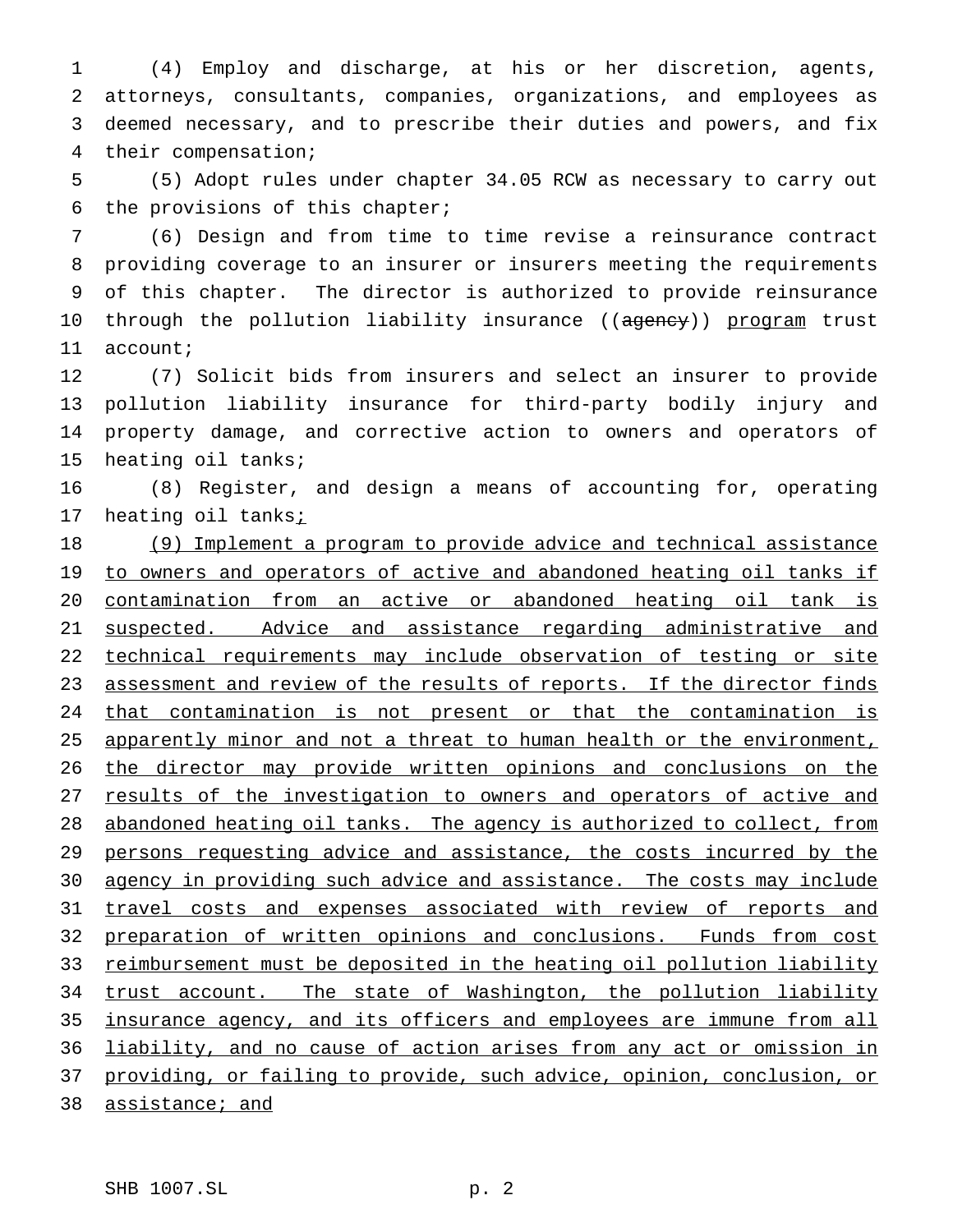(4) Employ and discharge, at his or her discretion, agents, attorneys, consultants, companies, organizations, and employees as deemed necessary, and to prescribe their duties and powers, and fix their compensation;

(5) Adopt rules under chapter 34.05 RCW as necessary to carry out the provisions of this chapter;

(6) Design and from time to time revise a reinsurance contract providing coverage to an insurer or insurers meeting the requirements of this chapter. The director is authorized to provide reinsurance through the pollution liability insurance ((~~agency~~)) <u>program</u> trust account;

(7) Solicit bids from insurers and select an insurer to provide pollution liability insurance for third-party bodily injury and property damage, and corrective action to owners and operators of heating oil tanks;

(8) Register, and design a means of accounting for, operating heating oil tanks<u>;</u>

<u>(9) Implement a program to provide advice and technical assistance to owners and operators of active and abandoned heating oil tanks if contamination from an active or abandoned heating oil tank is suspected. Advice and assistance regarding administrative and technical requirements may include observation of testing or site assessment and review of the results of reports. If the director finds that contamination is not present or that the contamination is apparently minor and not a threat to human health or the environment, the director may provide written opinions and conclusions on the results of the investigation to owners and operators of active and abandoned heating oil tanks. The agency is authorized to collect, from persons requesting advice and assistance, the costs incurred by the agency in providing such advice and assistance. The costs may include travel costs and expenses associated with review of reports and preparation of written opinions and conclusions. Funds from cost reimbursement must be deposited in the heating oil pollution liability trust account. The state of Washington, the pollution liability insurance agency, and its officers and employees are immune from all liability, and no cause of action arises from any act or omission in providing, or failing to provide, such advice, opinion, conclusion, or assistance; and</u>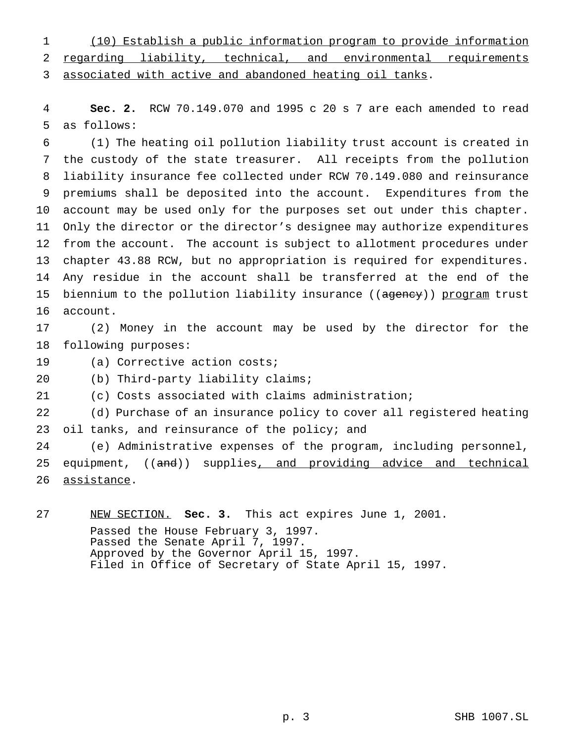(10) Establish a public information program to provide information regarding liability, technical, and environmental requirements associated with active and abandoned heating oil tanks.

**Sec. 2.** RCW 70.149.070 and 1995 c 20 s 7 are each amended to read as follows:

(1) The heating oil pollution liability trust account is created in the custody of the state treasurer. All receipts from the pollution liability insurance fee collected under RCW 70.149.080 and reinsurance premiums shall be deposited into the account. Expenditures from the account may be used only for the purposes set out under this chapter. Only the director or the director's designee may authorize expenditures from the account. The account is subject to allotment procedures under chapter 43.88 RCW, but no appropriation is required for expenditures. Any residue in the account shall be transferred at the end of the biennium to the pollution liability insurance ((~~agency~~)) program trust account.

(2) Money in the account may be used by the director for the following purposes:

(a) Corrective action costs;

(b) Third-party liability claims;

(c) Costs associated with claims administration;

(d) Purchase of an insurance policy to cover all registered heating oil tanks, and reinsurance of the policy; and

(e) Administrative expenses of the program, including personnel, equipment, ((~~and~~)) supplies, and providing advice and technical assistance.

NEW SECTION. **Sec. 3.** This act expires June 1, 2001.

Passed the House February 3, 1997.
Passed the Senate April 7, 1997.
Approved by the Governor April 15, 1997.
Filed in Office of Secretary of State April 15, 1997.